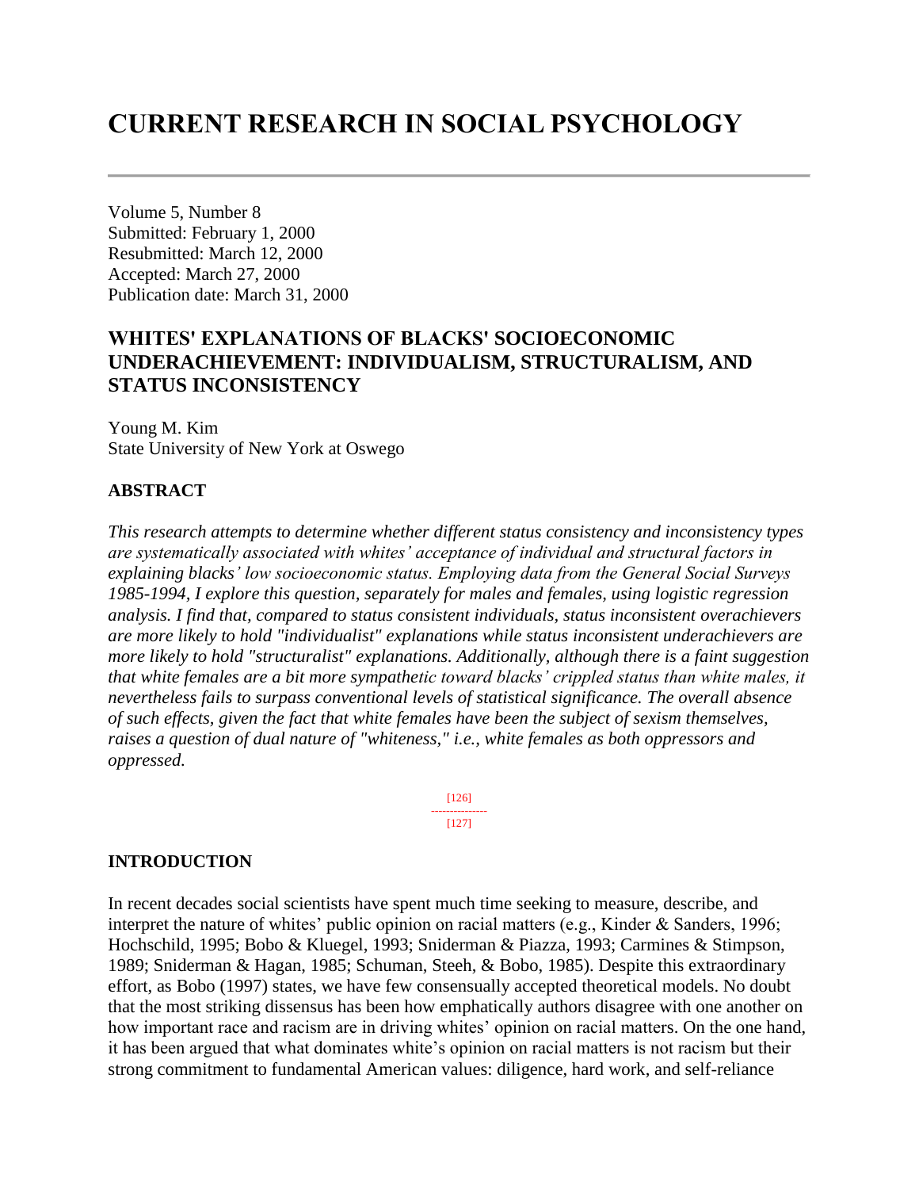# CURRENT RESEARCH IN SOCIAL PSYCHOLOGY

---

Volume 5, Number 8
Submitted: February 1, 2000
Resubmitted: March 12, 2000
Accepted: March 27, 2000
Publication date: March 31, 2000

## WHITES' EXPLANATIONS OF BLACKS' SOCIOECONOMIC UNDERACHIEVEMENT: INDIVIDUALISM, STRUCTURALISM, AND STATUS INCONSISTENCY

Young M. Kim
State University of New York at Oswego

### ABSTRACT

*This research attempts to determine whether different status consistency and inconsistency types are systematically associated with whites' acceptance of individual and structural factors in explaining blacks' low socioeconomic status. Employing data from the General Social Surveys 1985-1994, I explore this question, separately for males and females, using logistic regression analysis. I find that, compared to status consistent individuals, status inconsistent overachievers are more likely to hold "individualist" explanations while status inconsistent underachievers are more likely to hold "structuralist" explanations. Additionally, although there is a faint suggestion that white females are a bit more sympathetic toward blacks' crippled status than white males, it nevertheless fails to surpass conventional levels of statistical significance. The overall absence of such effects, given the fact that white females have been the subject of sexism themselves, raises a question of dual nature of "whiteness," i.e., white females as both oppressors and oppressed.*

### INTRODUCTION

In recent decades social scientists have spent much time seeking to measure, describe, and interpret the nature of whites' public opinion on racial matters (e.g., Kinder & Sanders, 1996; Hochschild, 1995; Bobo & Kluegel, 1993; Sniderman & Piazza, 1993; Carmines & Stimpson, 1989; Sniderman & Hagan, 1985; Schuman, Steeh, & Bobo, 1985). Despite this extraordinary effort, as Bobo (1997) states, we have few consensually accepted theoretical models. No doubt that the most striking dissensus has been how emphatically authors disagree with one another on how important race and racism are in driving whites' opinion on racial matters. On the one hand, it has been argued that what dominates white's opinion on racial matters is not racism but their strong commitment to fundamental American values: diligence, hard work, and self-reliance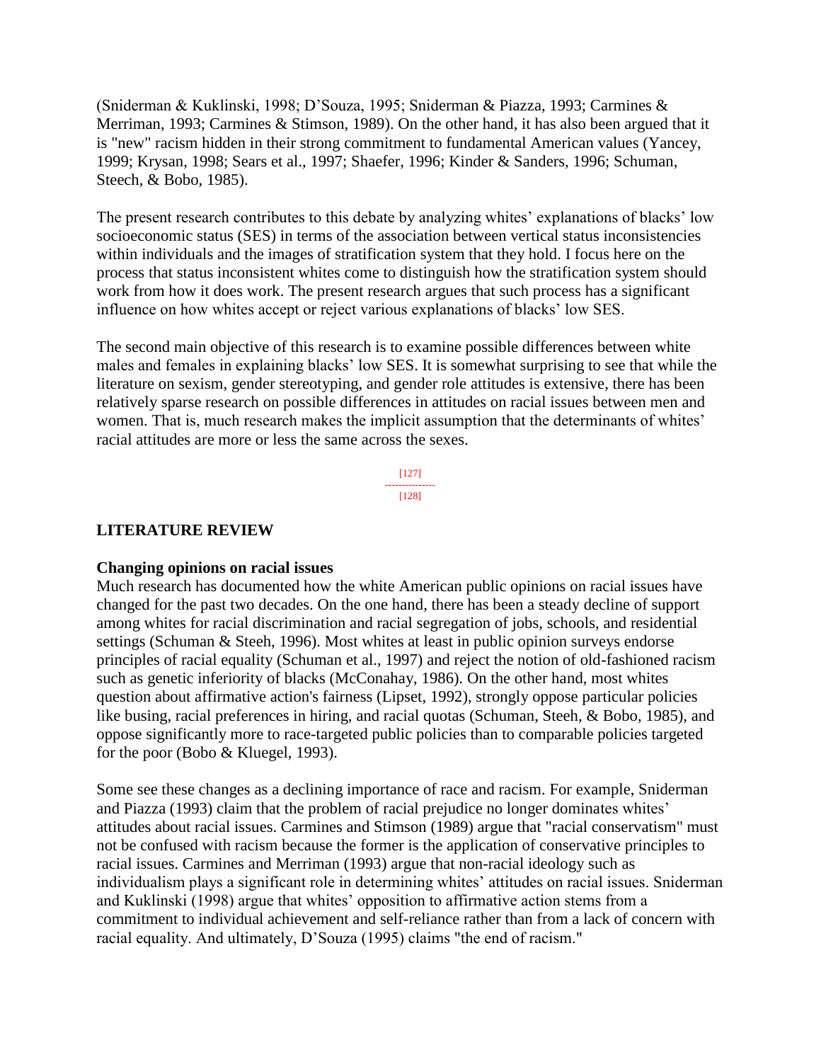(Sniderman & Kuklinski, 1998; D'Souza, 1995; Sniderman & Piazza, 1993; Carmines & Merriman, 1993; Carmines & Stimson, 1989). On the other hand, it has also been argued that it is "new" racism hidden in their strong commitment to fundamental American values (Yancey, 1999; Krysan, 1998; Sears et al., 1997; Shaefer, 1996; Kinder & Sanders, 1996; Schuman, Steech, & Bobo, 1985).

The present research contributes to this debate by analyzing whites' explanations of blacks' low socioeconomic status (SES) in terms of the association between vertical status inconsistencies within individuals and the images of stratification system that they hold. I focus here on the process that status inconsistent whites come to distinguish how the stratification system should work from how it does work. The present research argues that such process has a significant influence on how whites accept or reject various explanations of blacks' low SES.

The second main objective of this research is to examine possible differences between white males and females in explaining blacks' low SES. It is somewhat surprising to see that while the literature on sexism, gender stereotyping, and gender role attitudes is extensive, there has been relatively sparse research on possible differences in attitudes on racial issues between men and women. That is, much research makes the implicit assumption that the determinants of whites' racial attitudes are more or less the same across the sexes.

## LITERATURE REVIEW

### Changing opinions on racial issues

Much research has documented how the white American public opinions on racial issues have changed for the past two decades. On the one hand, there has been a steady decline of support among whites for racial discrimination and racial segregation of jobs, schools, and residential settings (Schuman & Steeh, 1996). Most whites at least in public opinion surveys endorse principles of racial equality (Schuman et al., 1997) and reject the notion of old-fashioned racism such as genetic inferiority of blacks (McConahay, 1986). On the other hand, most whites question about affirmative action's fairness (Lipset, 1992), strongly oppose particular policies like busing, racial preferences in hiring, and racial quotas (Schuman, Steeh, & Bobo, 1985), and oppose significantly more to race-targeted public policies than to comparable policies targeted for the poor (Bobo & Kluegel, 1993).

Some see these changes as a declining importance of race and racism. For example, Sniderman and Piazza (1993) claim that the problem of racial prejudice no longer dominates whites' attitudes about racial issues. Carmines and Stimson (1989) argue that "racial conservatism" must not be confused with racism because the former is the application of conservative principles to racial issues. Carmines and Merriman (1993) argue that non-racial ideology such as individualism plays a significant role in determining whites' attitudes on racial issues. Sniderman and Kuklinski (1998) argue that whites' opposition to affirmative action stems from a commitment to individual achievement and self-reliance rather than from a lack of concern with racial equality. And ultimately, D'Souza (1995) claims "the end of racism."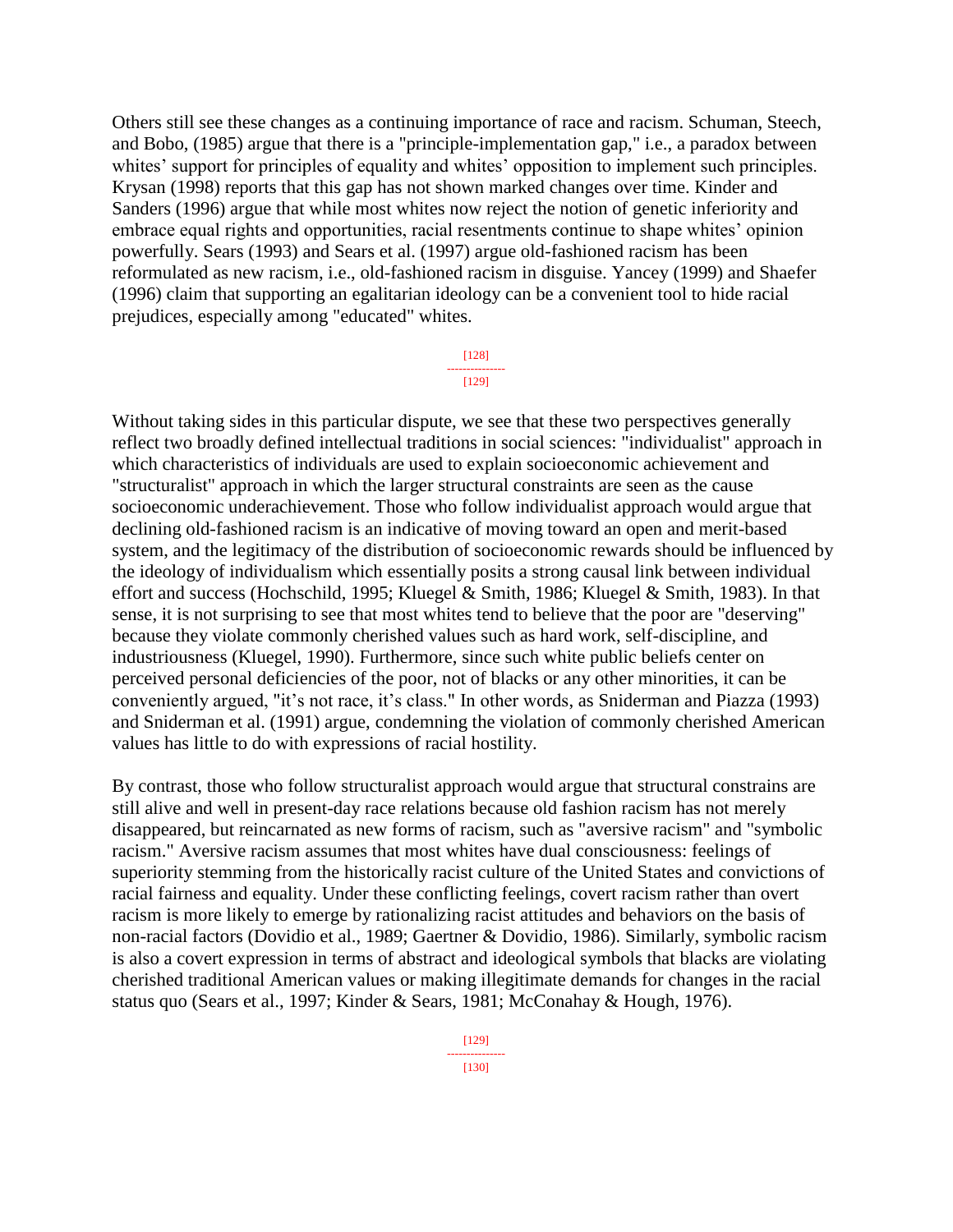Others still see these changes as a continuing importance of race and racism. Schuman, Steech, and Bobo, (1985) argue that there is a "principle-implementation gap," i.e., a paradox between whites' support for principles of equality and whites' opposition to implement such principles. Krysan (1998) reports that this gap has not shown marked changes over time. Kinder and Sanders (1996) argue that while most whites now reject the notion of genetic inferiority and embrace equal rights and opportunities, racial resentments continue to shape whites' opinion powerfully. Sears (1993) and Sears et al. (1997) argue old-fashioned racism has been reformulated as new racism, i.e., old-fashioned racism in disguise. Yancey (1999) and Shaefer (1996) claim that supporting an egalitarian ideology can be a convenient tool to hide racial prejudices, especially among "educated" whites.

Without taking sides in this particular dispute, we see that these two perspectives generally reflect two broadly defined intellectual traditions in social sciences: "individualist" approach in which characteristics of individuals are used to explain socioeconomic achievement and "structuralist" approach in which the larger structural constraints are seen as the cause socioeconomic underachievement. Those who follow individualist approach would argue that declining old-fashioned racism is an indicative of moving toward an open and merit-based system, and the legitimacy of the distribution of socioeconomic rewards should be influenced by the ideology of individualism which essentially posits a strong causal link between individual effort and success (Hochschild, 1995; Kluegel & Smith, 1986; Kluegel & Smith, 1983). In that sense, it is not surprising to see that most whites tend to believe that the poor are "deserving" because they violate commonly cherished values such as hard work, self-discipline, and industriousness (Kluegel, 1990). Furthermore, since such white public beliefs center on perceived personal deficiencies of the poor, not of blacks or any other minorities, it can be conveniently argued, "it's not race, it's class." In other words, as Sniderman and Piazza (1993) and Sniderman et al. (1991) argue, condemning the violation of commonly cherished American values has little to do with expressions of racial hostility.

By contrast, those who follow structuralist approach would argue that structural constrains are still alive and well in present-day race relations because old fashion racism has not merely disappeared, but reincarnated as new forms of racism, such as "aversive racism" and "symbolic racism." Aversive racism assumes that most whites have dual consciousness: feelings of superiority stemming from the historically racist culture of the United States and convictions of racial fairness and equality. Under these conflicting feelings, covert racism rather than overt racism is more likely to emerge by rationalizing racist attitudes and behaviors on the basis of non-racial factors (Dovidio et al., 1989; Gaertner & Dovidio, 1986). Similarly, symbolic racism is also a covert expression in terms of abstract and ideological symbols that blacks are violating cherished traditional American values or making illegitimate demands for changes in the racial status quo (Sears et al., 1997; Kinder & Sears, 1981; McConahay & Hough, 1976).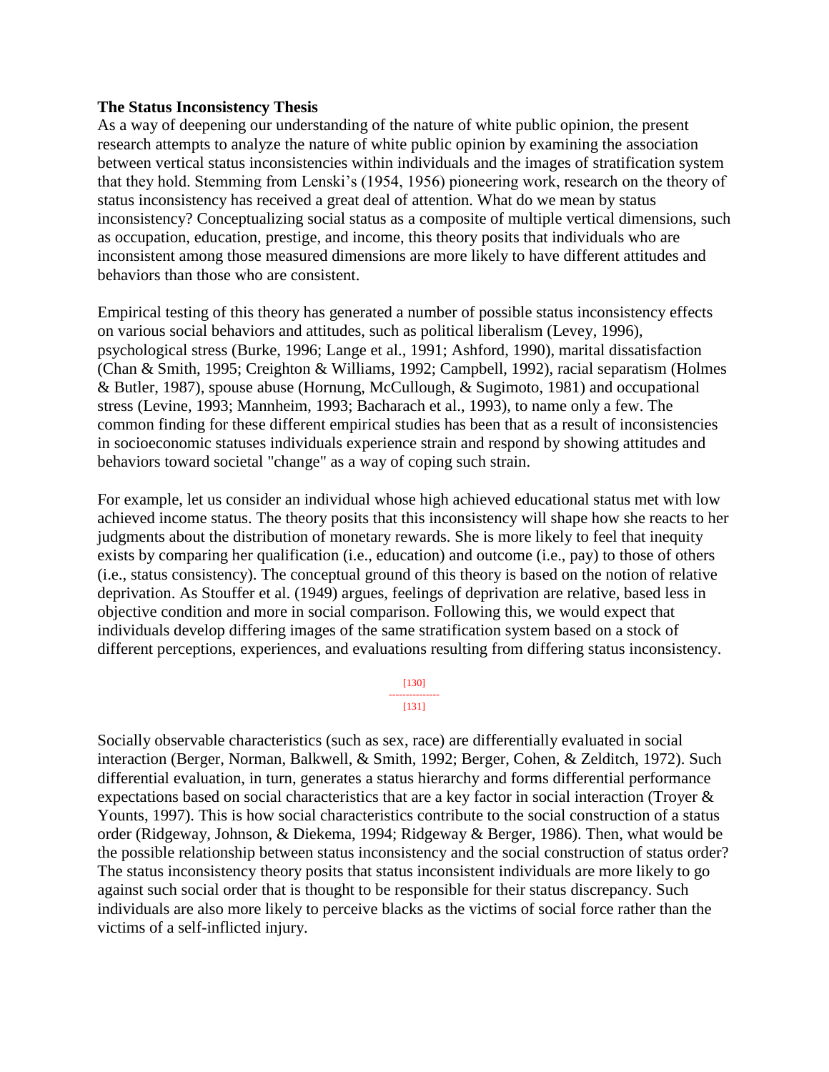**The Status Inconsistency Thesis**

As a way of deepening our understanding of the nature of white public opinion, the present research attempts to analyze the nature of white public opinion by examining the association between vertical status inconsistencies within individuals and the images of stratification system that they hold. Stemming from Lenski's (1954, 1956) pioneering work, research on the theory of status inconsistency has received a great deal of attention. What do we mean by status inconsistency? Conceptualizing social status as a composite of multiple vertical dimensions, such as occupation, education, prestige, and income, this theory posits that individuals who are inconsistent among those measured dimensions are more likely to have different attitudes and behaviors than those who are consistent.

Empirical testing of this theory has generated a number of possible status inconsistency effects on various social behaviors and attitudes, such as political liberalism (Levey, 1996), psychological stress (Burke, 1996; Lange et al., 1991; Ashford, 1990), marital dissatisfaction (Chan & Smith, 1995; Creighton & Williams, 1992; Campbell, 1992), racial separatism (Holmes & Butler, 1987), spouse abuse (Hornung, McCullough, & Sugimoto, 1981) and occupational stress (Levine, 1993; Mannheim, 1993; Bacharach et al., 1993), to name only a few. The common finding for these different empirical studies has been that as a result of inconsistencies in socioeconomic statuses individuals experience strain and respond by showing attitudes and behaviors toward societal "change" as a way of coping such strain.

For example, let us consider an individual whose high achieved educational status met with low achieved income status. The theory posits that this inconsistency will shape how she reacts to her judgments about the distribution of monetary rewards. She is more likely to feel that inequity exists by comparing her qualification (i.e., education) and outcome (i.e., pay) to those of others (i.e., status consistency). The conceptual ground of this theory is based on the notion of relative deprivation. As Stouffer et al. (1949) argues, feelings of deprivation are relative, based less in objective condition and more in social comparison. Following this, we would expect that individuals develop differing images of the same stratification system based on a stock of different perceptions, experiences, and evaluations resulting from differing status inconsistency.

Socially observable characteristics (such as sex, race) are differentially evaluated in social interaction (Berger, Norman, Balkwell, & Smith, 1992; Berger, Cohen, & Zelditch, 1972). Such differential evaluation, in turn, generates a status hierarchy and forms differential performance expectations based on social characteristics that are a key factor in social interaction (Troyer & Younts, 1997). This is how social characteristics contribute to the social construction of a status order (Ridgeway, Johnson, & Diekema, 1994; Ridgeway & Berger, 1986). Then, what would be the possible relationship between status inconsistency and the social construction of status order? The status inconsistency theory posits that status inconsistent individuals are more likely to go against such social order that is thought to be responsible for their status discrepancy. Such individuals are also more likely to perceive blacks as the victims of social force rather than the victims of a self-inflicted injury.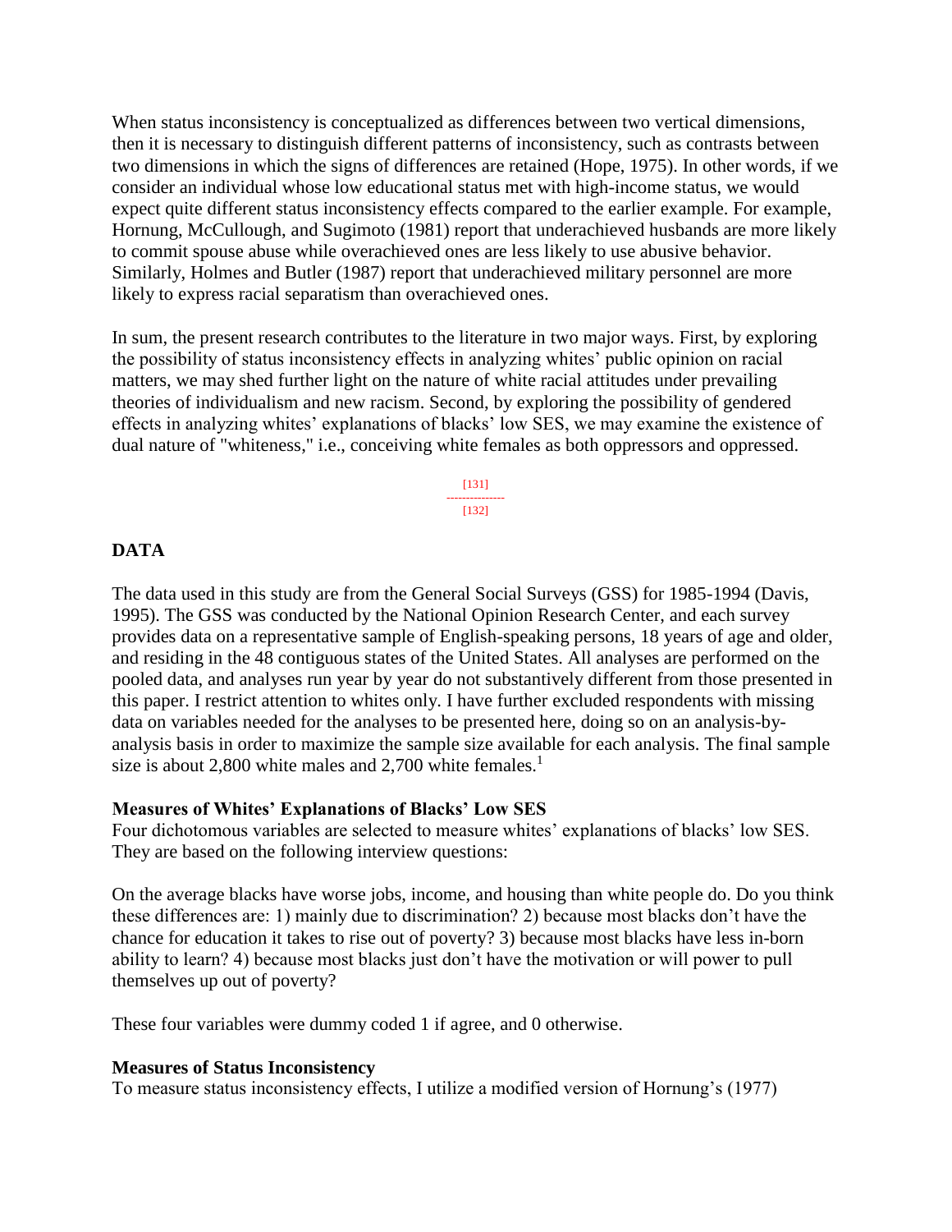When status inconsistency is conceptualized as differences between two vertical dimensions, then it is necessary to distinguish different patterns of inconsistency, such as contrasts between two dimensions in which the signs of differences are retained (Hope, 1975). In other words, if we consider an individual whose low educational status met with high-income status, we would expect quite different status inconsistency effects compared to the earlier example. For example, Hornung, McCullough, and Sugimoto (1981) report that underachieved husbands are more likely to commit spouse abuse while overachieved ones are less likely to use abusive behavior. Similarly, Holmes and Butler (1987) report that underachieved military personnel are more likely to express racial separatism than overachieved ones.

In sum, the present research contributes to the literature in two major ways. First, by exploring the possibility of status inconsistency effects in analyzing whites' public opinion on racial matters, we may shed further light on the nature of white racial attitudes under prevailing theories of individualism and new racism. Second, by exploring the possibility of gendered effects in analyzing whites' explanations of blacks' low SES, we may examine the existence of dual nature of "whiteness," i.e., conceiving white females as both oppressors and oppressed.

## DATA

The data used in this study are from the General Social Surveys (GSS) for 1985-1994 (Davis, 1995). The GSS was conducted by the National Opinion Research Center, and each survey provides data on a representative sample of English-speaking persons, 18 years of age and older, and residing in the 48 contiguous states of the United States. All analyses are performed on the pooled data, and analyses run year by year do not substantively different from those presented in this paper. I restrict attention to whites only. I have further excluded respondents with missing data on variables needed for the analyses to be presented here, doing so on an analysis-by-analysis basis in order to maximize the sample size available for each analysis. The final sample size is about 2,800 white males and 2,700 white females.[1]

### Measures of Whites' Explanations of Blacks' Low SES

Four dichotomous variables are selected to measure whites' explanations of blacks' low SES. They are based on the following interview questions:

On the average blacks have worse jobs, income, and housing than white people do. Do you think these differences are: 1) mainly due to discrimination? 2) because most blacks don't have the chance for education it takes to rise out of poverty? 3) because most blacks have less in-born ability to learn? 4) because most blacks just don't have the motivation or will power to pull themselves up out of poverty?

These four variables were dummy coded 1 if agree, and 0 otherwise.

### Measures of Status Inconsistency

To measure status inconsistency effects, I utilize a modified version of Hornung's (1977)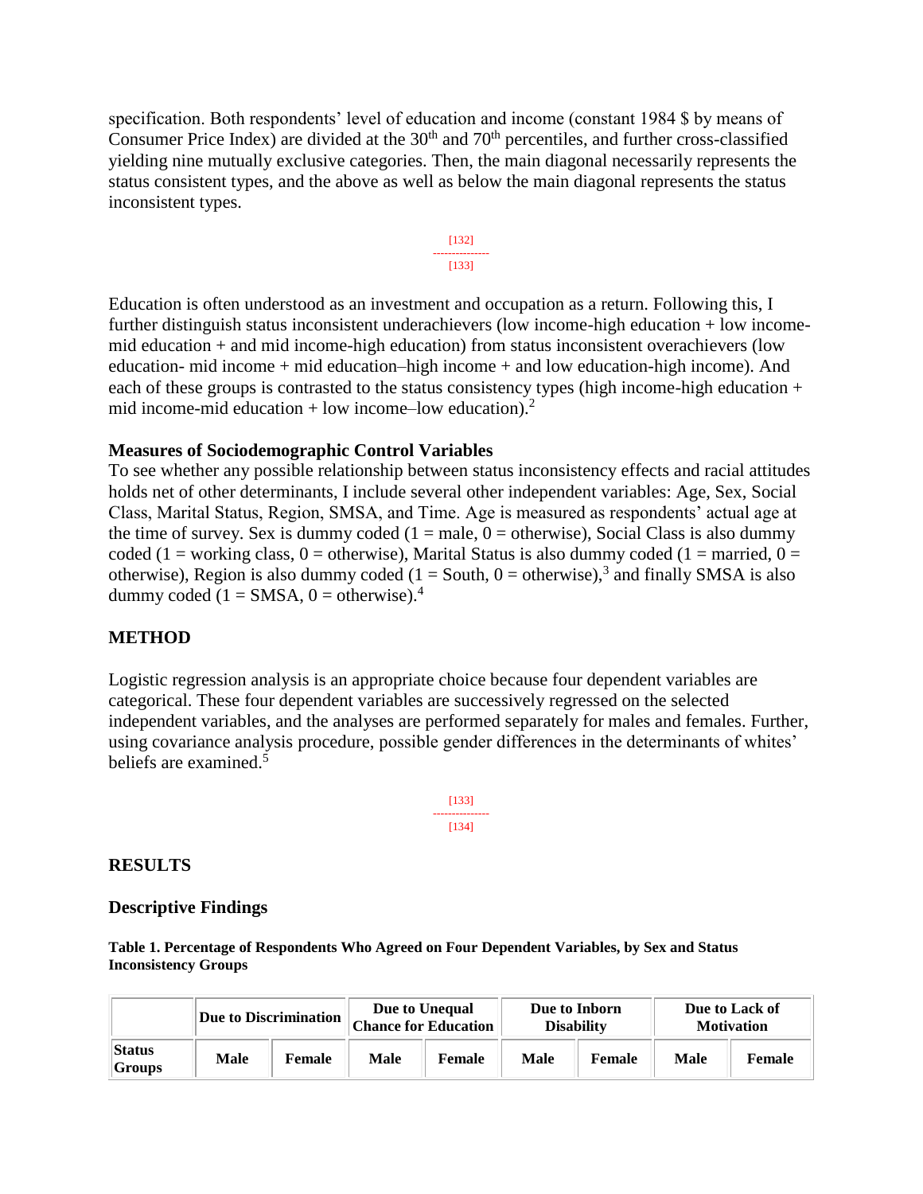specification. Both respondents' level of education and income (constant 1984 $ by means of Consumer Price Index) are divided at the 30th and 70th percentiles, and further cross-classified yielding nine mutually exclusive categories. Then, the main diagonal necessarily represents the status consistent types, and the above as well as below the main diagonal represents the status inconsistent types.

Education is often understood as an investment and occupation as a return. Following this, I further distinguish status inconsistent underachievers (low income-high education + low income-mid education + and mid income-high education) from status inconsistent overachievers (low education- mid income + mid education–high income + and low education-high income). And each of these groups is contrasted to the status consistency types (high income-high education + mid income-mid education + low income–low education).[2]

### Measures of Sociodemographic Control Variables

To see whether any possible relationship between status inconsistency effects and racial attitudes holds net of other determinants, I include several other independent variables: Age, Sex, Social Class, Marital Status, Region, SMSA, and Time. Age is measured as respondents' actual age at the time of survey. Sex is dummy coded (1 = male, 0 = otherwise), Social Class is also dummy coded (1 = working class, 0 = otherwise), Marital Status is also dummy coded (1 = married, 0 = otherwise), Region is also dummy coded (1 = South, 0 = otherwise),[3] and finally SMSA is also dummy coded (1 = SMSA, 0 = otherwise).[4]

## METHOD

Logistic regression analysis is an appropriate choice because four dependent variables are categorical. These four dependent variables are successively regressed on the selected independent variables, and the analyses are performed separately for males and females. Further, using covariance analysis procedure, possible gender differences in the determinants of whites' beliefs are examined.[5]

## RESULTS

### Descriptive Findings

**Table 1. Percentage of Respondents Who Agreed on Four Dependent Variables, by Sex and Status Inconsistency Groups**

| | Due to Discrimination | | Due to Unequal Chance for Education | | Due to Inborn Disability | | Due to Lack of Motivation | |
|---|---|---|---|---|---|---|---|---|
| Status Groups | Male | Female | Male | Female | Male | Female | Male | Female |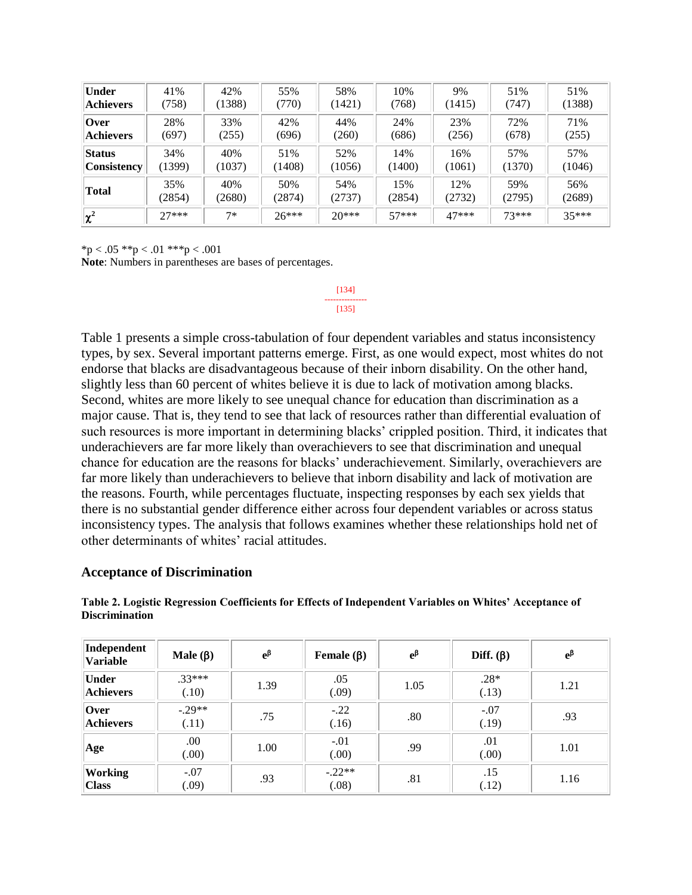| Under Achievers | 41% (758) | 42% (1388) | 55% (770) | 58% (1421) | 10% (768) | 9% (1415) | 51% (747) | 51% (1388) |
|---|---|---|---|---|---|---|---|---|
| Over Achievers | 28% (697) | 33% (255) | 42% (696) | 44% (260) | 24% (686) | 23% (256) | 72% (678) | 71% (255) |
| Status Consistency | 34% (1399) | 40% (1037) | 51% (1408) | 52% (1056) | 14% (1400) | 16% (1061) | 57% (1370) | 57% (1046) |
| Total | 35% (2854) | 40% (2680) | 50% (2874) | 54% (2737) | 15% (2854) | 12% (2732) | 59% (2795) | 56% (2689) |
| $\chi^2$ | 27*** | 7* | 26*** | 20*** | 57*** | 47*** | 73*** | 35*** |

*p < .05 **p < .01 ***p < .001
**Note**: Numbers in parentheses are bases of percentages.

Table 1 presents a simple cross-tabulation of four dependent variables and status inconsistency types, by sex. Several important patterns emerge. First, as one would expect, most whites do not endorse that blacks are disadvantageous because of their inborn disability. On the other hand, slightly less than 60 percent of whites believe it is due to lack of motivation among blacks. Second, whites are more likely to see unequal chance for education than discrimination as a major cause. That is, they tend to see that lack of resources rather than differential evaluation of such resources is more important in determining blacks' crippled position. Third, it indicates that underachievers are far more likely than overachievers to see that discrimination and unequal chance for education are the reasons for blacks' underachievement. Similarly, overachievers are far more likely than underachievers to believe that inborn disability and lack of motivation are the reasons. Fourth, while percentages fluctuate, inspecting responses by each sex yields that there is no substantial gender difference either across four dependent variables or across status inconsistency types. The analysis that follows examines whether these relationships hold net of other determinants of whites' racial attitudes.

### Acceptance of Discrimination

**Table 2. Logistic Regression Coefficients for Effects of Independent Variables on Whites' Acceptance of Discrimination**

| Independent Variable | Male (β) | $e^{\beta}$ | Female (β) | $e^{\beta}$ | Diff. (β) | $e^{\beta}$ |
|---|---|---|---|---|---|---|
| Under Achievers | .33*** (.10) | 1.39 | .05 (.09) | 1.05 | .28* (.13) | 1.21 |
| Over Achievers | -.29** (.11) | .75 | -.22 (.16) | .80 | -.07 (.19) | .93 |
| Age | .00 (.00) | 1.00 | -.01 (.00) | .99 | .01 (.00) | 1.01 |
| Working Class | -.07 (.09) | .93 | -.22** (.08) | .81 | .15 (.12) | 1.16 |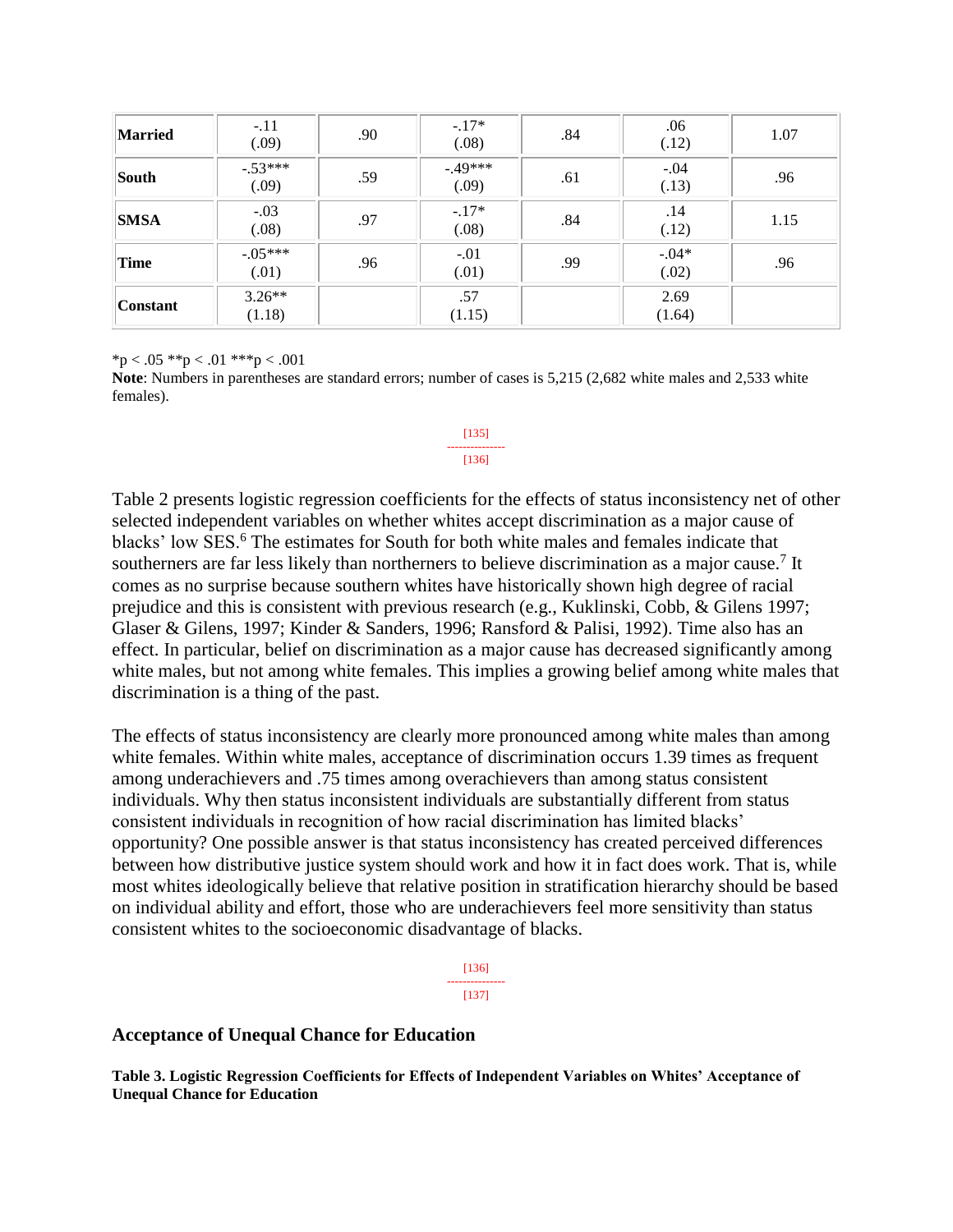| | | | | | | |
|---|---|---|---|---|---|---|
| **Married** | -.11 (.09) | .90 | -.17* (.08) | .84 | .06 (.12) | 1.07 |
| **South** | -.53*** (.09) | .59 | -.49*** (.09) | .61 | -.04 (.13) | .96 |
| **SMSA** | -.03 (.08) | .97 | -.17* (.08) | .84 | .14 (.12) | 1.15 |
| **Time** | -.05*** (.01) | .96 | -.01 (.01) | .99 | -.04* (.02) | .96 |
| **Constant** | 3.26** (1.18) | | .57 (1.15) | | 2.69 (1.64) | |

*p < .05 **p < .01 ***p < .001

**Note**: Numbers in parentheses are standard errors; number of cases is 5,215 (2,682 white males and 2,533 white females).

Table 2 presents logistic regression coefficients for the effects of status inconsistency net of other selected independent variables on whether whites accept discrimination as a major cause of blacks' low SES.[6] The estimates for South for both white males and females indicate that southerners are far less likely than northerners to believe discrimination as a major cause.[7] It comes as no surprise because southern whites have historically shown high degree of racial prejudice and this is consistent with previous research (e.g., Kuklinski, Cobb, & Gilens 1997; Glaser & Gilens, 1997; Kinder & Sanders, 1996; Ransford & Palisi, 1992). Time also has an effect. In particular, belief on discrimination as a major cause has decreased significantly among white males, but not among white females. This implies a growing belief among white males that discrimination is a thing of the past.

The effects of status inconsistency are clearly more pronounced among white males than among white females. Within white males, acceptance of discrimination occurs 1.39 times as frequent among underachievers and .75 times among overachievers than among status consistent individuals. Why then status inconsistent individuals are substantially different from status consistent individuals in recognition of how racial discrimination has limited blacks' opportunity? One possible answer is that status inconsistency has created perceived differences between how distributive justice system should work and how it in fact does work. That is, while most whites ideologically believe that relative position in stratification hierarchy should be based on individual ability and effort, those who are underachievers feel more sensitivity than status consistent whites to the socioeconomic disadvantage of blacks.

## Acceptance of Unequal Chance for Education

**Table 3. Logistic Regression Coefficients for Effects of Independent Variables on Whites' Acceptance of Unequal Chance for Education**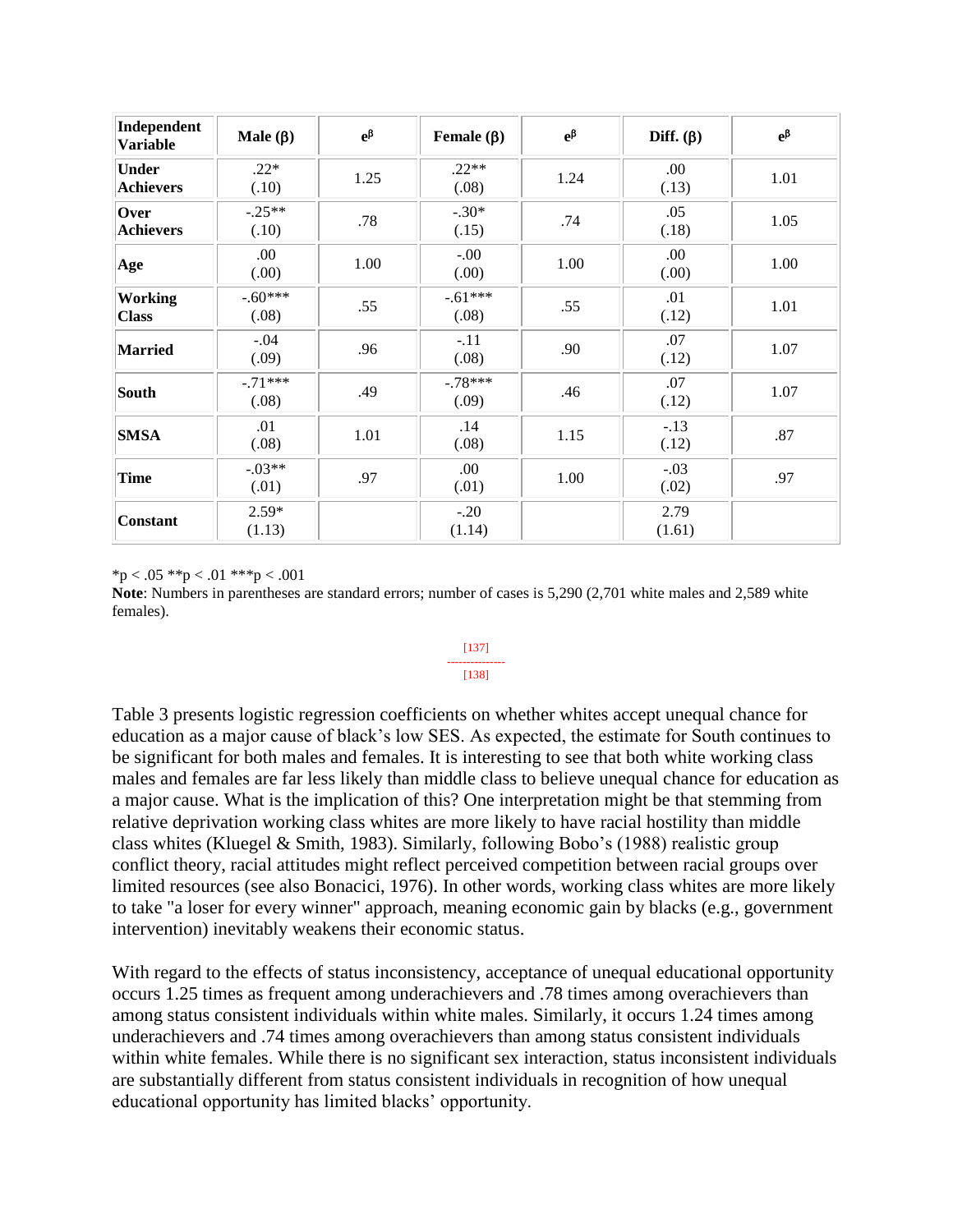| Independent Variable | Male (β) | $e^{\beta}$ | Female (β) | $e^{\beta}$ | Diff. (β) | $e^{\beta}$ |
|---|---|---|---|---|---|---|
| **Under Achievers** | .22* (.10) | 1.25 | .22** (.08) | 1.24 | .00 (.13) | 1.01 |
| **Over Achievers** | -.25** (.10) | .78 | -.30* (.15) | .74 | .05 (.18) | 1.05 |
| **Age** | .00 (.00) | 1.00 | -.00 (.00) | 1.00 | .00 (.00) | 1.00 |
| **Working Class** | -.60*** (.08) | .55 | -.61*** (.08) | .55 | .01 (.12) | 1.01 |
| **Married** | -.04 (.09) | .96 | -.11 (.08) | .90 | .07 (.12) | 1.07 |
| **South** | -.71*** (.08) | .49 | -.78*** (.09) | .46 | .07 (.12) | 1.07 |
| **SMSA** | .01 (.08) | 1.01 | .14 (.08) | 1.15 | -.13 (.12) | .87 |
| **Time** | -.03** (.01) | .97 | .00 (.01) | 1.00 | -.03 (.02) | .97 |
| **Constant** | 2.59* (1.13) | | -.20 (1.14) | | 2.79 (1.61) | |

*p < .05 **p < .01 ***p < .001

**Note**: Numbers in parentheses are standard errors; number of cases is 5,290 (2,701 white males and 2,589 white females).

Table 3 presents logistic regression coefficients on whether whites accept unequal chance for education as a major cause of black's low SES. As expected, the estimate for South continues to be significant for both males and females. It is interesting to see that both white working class males and females are far less likely than middle class to believe unequal chance for education as a major cause. What is the implication of this? One interpretation might be that stemming from relative deprivation working class whites are more likely to have racial hostility than middle class whites (Kluegel & Smith, 1983). Similarly, following Bobo's (1988) realistic group conflict theory, racial attitudes might reflect perceived competition between racial groups over limited resources (see also Bonacici, 1976). In other words, working class whites are more likely to take "a loser for every winner" approach, meaning economic gain by blacks (e.g., government intervention) inevitably weakens their economic status.

With regard to the effects of status inconsistency, acceptance of unequal educational opportunity occurs 1.25 times as frequent among underachievers and .78 times among overachievers than among status consistent individuals within white males. Similarly, it occurs 1.24 times among underachievers and .74 times among overachievers than among status consistent individuals within white females. While there is no significant sex interaction, status inconsistent individuals are substantially different from status consistent individuals in recognition of how unequal educational opportunity has limited blacks' opportunity.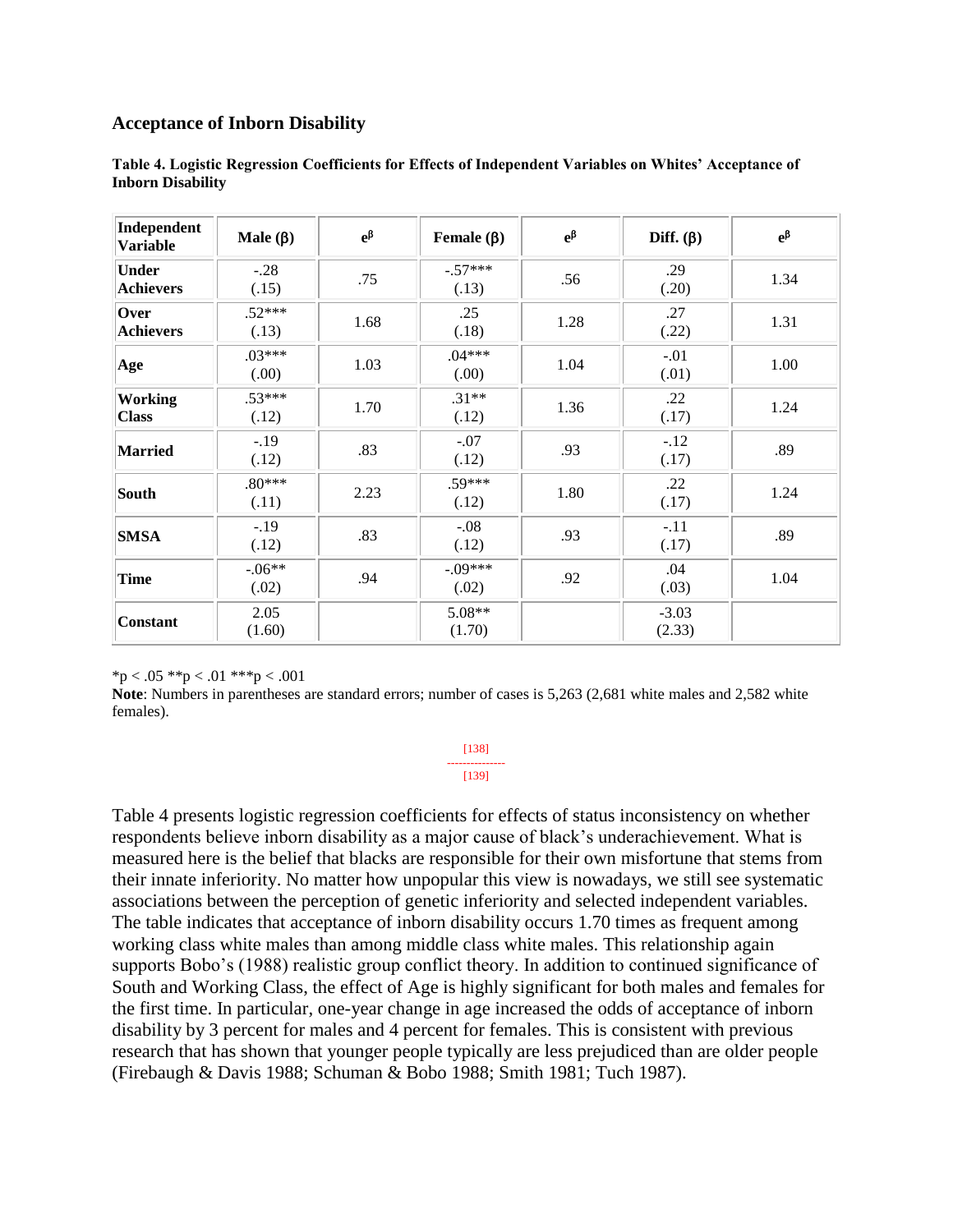### Acceptance of Inborn Disability

**Table 4. Logistic Regression Coefficients for Effects of Independent Variables on Whites' Acceptance of Inborn Disability**

| Independent Variable | Male (β) | $e^{\beta}$ | Female (β) | $e^{\beta}$ | Diff. (β) | $e^{\beta}$ |
|---|---|---|---|---|---|---|
| Under Achievers | -.28 (.15) | .75 | -.57*** (.13) | .56 | .29 (.20) | 1.34 |
| Over Achievers | .52*** (.13) | 1.68 | .25 (.18) | 1.28 | .27 (.22) | 1.31 |
| Age | .03*** (.00) | 1.03 | .04*** (.00) | 1.04 | -.01 (.01) | 1.00 |
| Working Class | .53*** (.12) | 1.70 | .31** (.12) | 1.36 | .22 (.17) | 1.24 |
| Married | -.19 (.12) | .83 | -.07 (.12) | .93 | -.12 (.17) | .89 |
| South | .80*** (.11) | 2.23 | .59*** (.12) | 1.80 | .22 (.17) | 1.24 |
| SMSA | -.19 (.12) | .83 | -.08 (.12) | .93 | -.11 (.17) | .89 |
| Time | -.06** (.02) | .94 | -.09*** (.02) | .92 | .04 (.03) | 1.04 |
| Constant | 2.05 (1.60) | | 5.08** (1.70) | | -3.03 (2.33) | |

*p < .05 **p < .01 ***p < .001

**Note**: Numbers in parentheses are standard errors; number of cases is 5,263 (2,681 white males and 2,582 white females).

[138]
---------------
[139]

Table 4 presents logistic regression coefficients for effects of status inconsistency on whether respondents believe inborn disability as a major cause of black's underachievement. What is measured here is the belief that blacks are responsible for their own misfortune that stems from their innate inferiority. No matter how unpopular this view is nowadays, we still see systematic associations between the perception of genetic inferiority and selected independent variables. The table indicates that acceptance of inborn disability occurs 1.70 times as frequent among working class white males than among middle class white males. This relationship again supports Bobo's (1988) realistic group conflict theory. In addition to continued significance of South and Working Class, the effect of Age is highly significant for both males and females for the first time. In particular, one-year change in age increased the odds of acceptance of inborn disability by 3 percent for males and 4 percent for females. This is consistent with previous research that has shown that younger people typically are less prejudiced than are older people (Firebaugh & Davis 1988; Schuman & Bobo 1988; Smith 1981; Tuch 1987).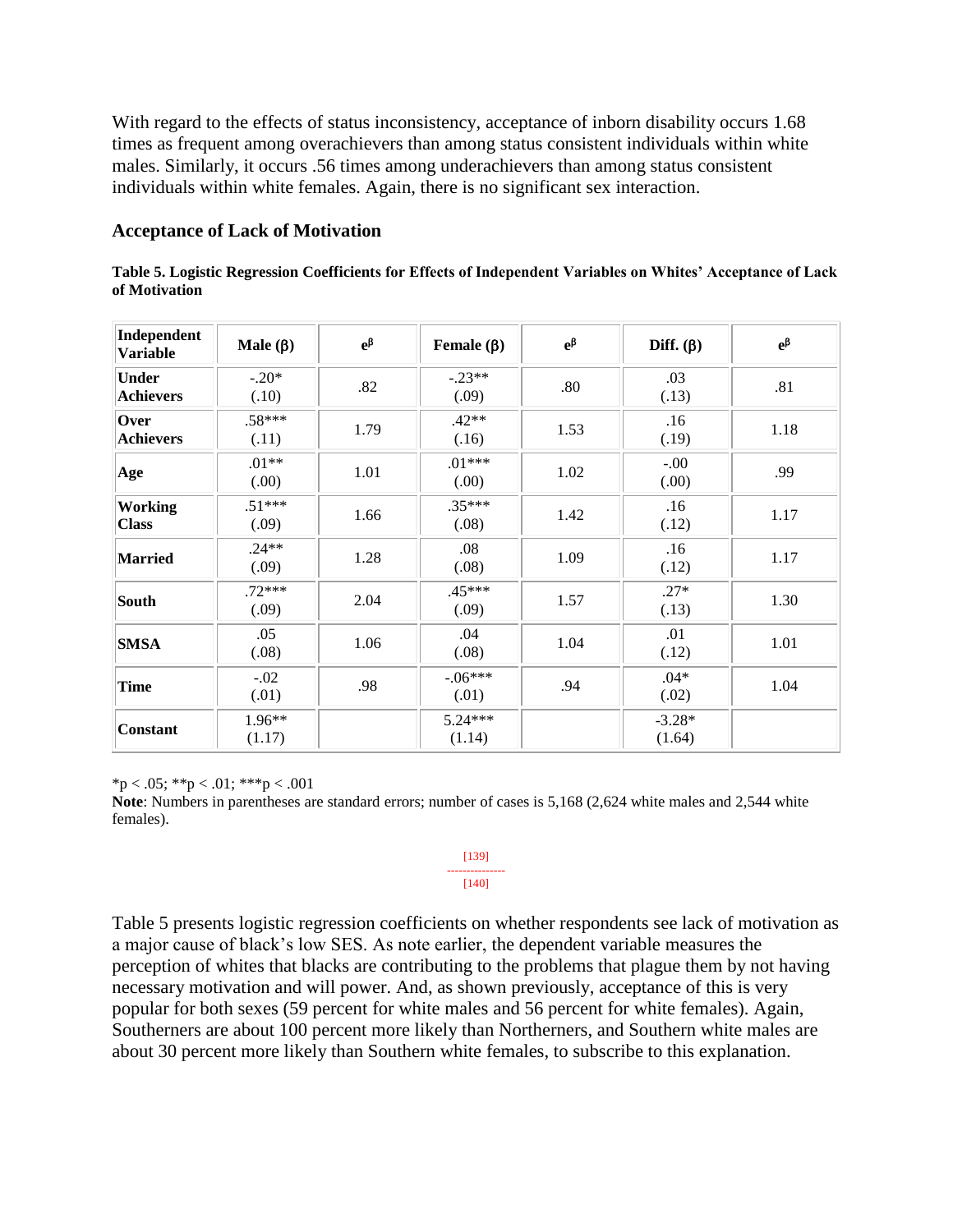With regard to the effects of status inconsistency, acceptance of inborn disability occurs 1.68 times as frequent among overachievers than among status consistent individuals within white males. Similarly, it occurs .56 times among underachievers than among status consistent individuals within white females. Again, there is no significant sex interaction.

### Acceptance of Lack of Motivation

**Table 5. Logistic Regression Coefficients for Effects of Independent Variables on Whites' Acceptance of Lack of Motivation**

| Independent Variable | Male (β) | $e^{\beta}$ | Female (β) | $e^{\beta}$ | Diff. (β) | $e^{\beta}$ |
|---|---|---|---|---|---|---|
| **Under Achievers** | -.20* (.10) | .82 | -.23** (.09) | .80 | .03 (.13) | .81 |
| **Over Achievers** | .58*** (.11) | 1.79 | .42** (.16) | 1.53 | .16 (.19) | 1.18 |
| **Age** | .01** (.00) | 1.01 | .01*** (.00) | 1.02 | -.00 (.00) | .99 |
| **Working Class** | .51*** (.09) | 1.66 | .35*** (.08) | 1.42 | .16 (.12) | 1.17 |
| **Married** | .24** (.09) | 1.28 | .08 (.08) | 1.09 | .16 (.12) | 1.17 |
| **South** | .72*** (.09) | 2.04 | .45*** (.09) | 1.57 | .27* (.13) | 1.30 |
| **SMSA** | .05 (.08) | 1.06 | .04 (.08) | 1.04 | .01 (.12) | 1.01 |
| **Time** | -.02 (.01) | .98 | -.06*** (.01) | .94 | .04* (.02) | 1.04 |
| **Constant** | 1.96** (1.17) | | 5.24*** (1.14) | | -3.28* (1.64) | |

*p < .05; **p < .01; ***p < .001

**Note**: Numbers in parentheses are standard errors; number of cases is 5,168 (2,624 white males and 2,544 white females).

Table 5 presents logistic regression coefficients on whether respondents see lack of motivation as a major cause of black's low SES. As note earlier, the dependent variable measures the perception of whites that blacks are contributing to the problems that plague them by not having necessary motivation and will power. And, as shown previously, acceptance of this is very popular for both sexes (59 percent for white males and 56 percent for white females). Again, Southerners are about 100 percent more likely than Northerners, and Southern white males are about 30 percent more likely than Southern white females, to subscribe to this explanation.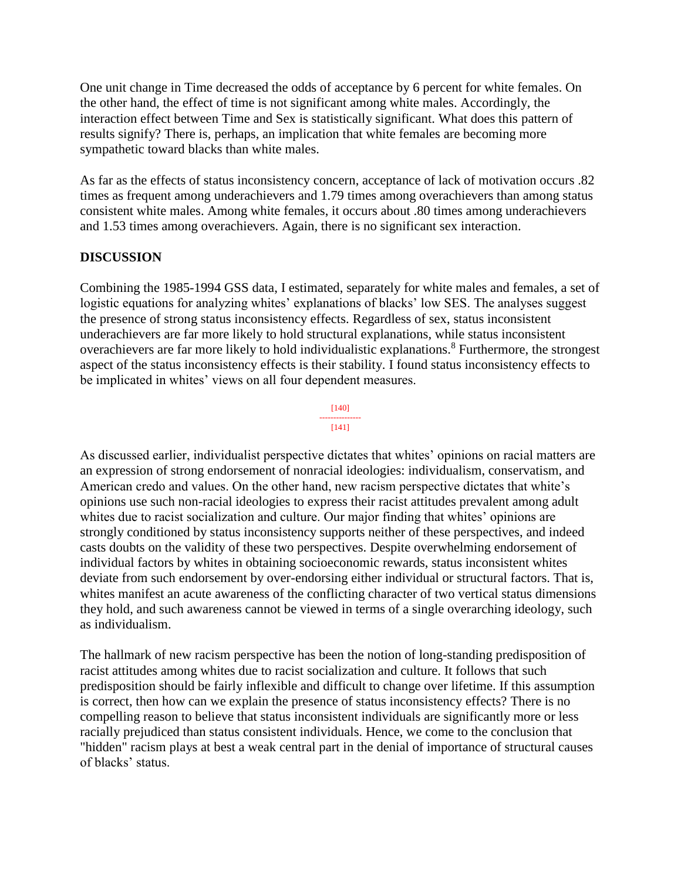One unit change in Time decreased the odds of acceptance by 6 percent for white females. On the other hand, the effect of time is not significant among white males. Accordingly, the interaction effect between Time and Sex is statistically significant. What does this pattern of results signify? There is, perhaps, an implication that white females are becoming more sympathetic toward blacks than white males.

As far as the effects of status inconsistency concern, acceptance of lack of motivation occurs .82 times as frequent among underachievers and 1.79 times among overachievers than among status consistent white males. Among white females, it occurs about .80 times among underachievers and 1.53 times among overachievers. Again, there is no significant sex interaction.

## DISCUSSION

Combining the 1985-1994 GSS data, I estimated, separately for white males and females, a set of logistic equations for analyzing whites' explanations of blacks' low SES. The analyses suggest the presence of strong status inconsistency effects. Regardless of sex, status inconsistent underachievers are far more likely to hold structural explanations, while status inconsistent overachievers are far more likely to hold individualistic explanations.[8] Furthermore, the strongest aspect of the status inconsistency effects is their stability. I found status inconsistency effects to be implicated in whites' views on all four dependent measures.

As discussed earlier, individualist perspective dictates that whites' opinions on racial matters are an expression of strong endorsement of nonracial ideologies: individualism, conservatism, and American credo and values. On the other hand, new racism perspective dictates that white's opinions use such non-racial ideologies to express their racist attitudes prevalent among adult whites due to racist socialization and culture. Our major finding that whites' opinions are strongly conditioned by status inconsistency supports neither of these perspectives, and indeed casts doubts on the validity of these two perspectives. Despite overwhelming endorsement of individual factors by whites in obtaining socioeconomic rewards, status inconsistent whites deviate from such endorsement by over-endorsing either individual or structural factors. That is, whites manifest an acute awareness of the conflicting character of two vertical status dimensions they hold, and such awareness cannot be viewed in terms of a single overarching ideology, such as individualism.

The hallmark of new racism perspective has been the notion of long-standing predisposition of racist attitudes among whites due to racist socialization and culture. It follows that such predisposition should be fairly inflexible and difficult to change over lifetime. If this assumption is correct, then how can we explain the presence of status inconsistency effects? There is no compelling reason to believe that status inconsistent individuals are significantly more or less racially prejudiced than status consistent individuals. Hence, we come to the conclusion that "hidden" racism plays at best a weak central part in the denial of importance of structural causes of blacks' status.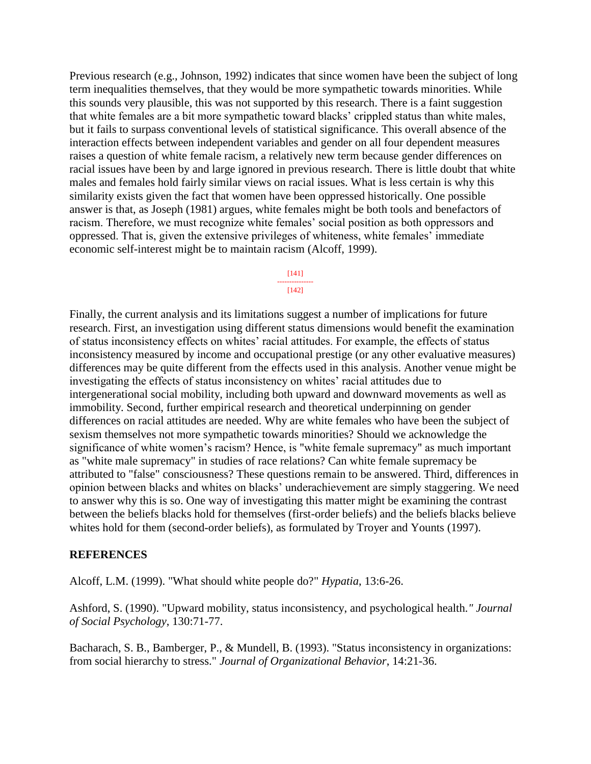Previous research (e.g., Johnson, 1992) indicates that since women have been the subject of long term inequalities themselves, that they would be more sympathetic towards minorities. While this sounds very plausible, this was not supported by this research. There is a faint suggestion that white females are a bit more sympathetic toward blacks' crippled status than white males, but it fails to surpass conventional levels of statistical significance. This overall absence of the interaction effects between independent variables and gender on all four dependent measures raises a question of white female racism, a relatively new term because gender differences on racial issues have been by and large ignored in previous research. There is little doubt that white males and females hold fairly similar views on racial issues. What is less certain is why this similarity exists given the fact that women have been oppressed historically. One possible answer is that, as Joseph (1981) argues, white females might be both tools and benefactors of racism. Therefore, we must recognize white females' social position as both oppressors and oppressed. That is, given the extensive privileges of whiteness, white females' immediate economic self-interest might be to maintain racism (Alcoff, 1999).

Finally, the current analysis and its limitations suggest a number of implications for future research. First, an investigation using different status dimensions would benefit the examination of status inconsistency effects on whites' racial attitudes. For example, the effects of status inconsistency measured by income and occupational prestige (or any other evaluative measures) differences may be quite different from the effects used in this analysis. Another venue might be investigating the effects of status inconsistency on whites' racial attitudes due to intergenerational social mobility, including both upward and downward movements as well as immobility. Second, further empirical research and theoretical underpinning on gender differences on racial attitudes are needed. Why are white females who have been the subject of sexism themselves not more sympathetic towards minorities? Should we acknowledge the significance of white women's racism? Hence, is "white female supremacy" as much important as "white male supremacy" in studies of race relations? Can white female supremacy be attributed to "false" consciousness? These questions remain to be answered. Third, differences in opinion between blacks and whites on blacks' underachievement are simply staggering. We need to answer why this is so. One way of investigating this matter might be examining the contrast between the beliefs blacks hold for themselves (first-order beliefs) and the beliefs blacks believe whites hold for them (second-order beliefs), as formulated by Troyer and Younts (1997).

## REFERENCES

Alcoff, L.M. (1999). "What should white people do?" *Hypatia*, 13:6-26.

Ashford, S. (1990). "Upward mobility, status inconsistency, and psychological health." *Journal of Social Psychology*, 130:71-77.

Bacharach, S. B., Bamberger, P., & Mundell, B. (1993). "Status inconsistency in organizations: from social hierarchy to stress." *Journal of Organizational Behavior*, 14:21-36.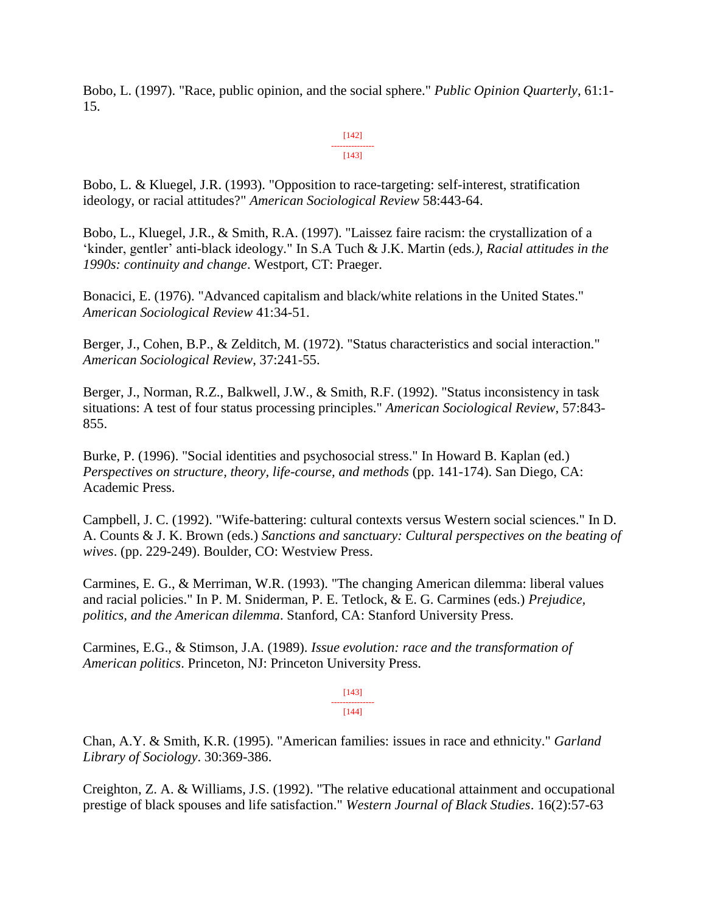Bobo, L. (1997). "Race, public opinion, and the social sphere." *Public Opinion Quarterly*, 61:1-15.

Bobo, L. & Kluegel, J.R. (1993). "Opposition to race-targeting: self-interest, stratification ideology, or racial attitudes?" *American Sociological Review* 58:443-64.

Bobo, L., Kluegel, J.R., & Smith, R.A. (1997). "Laissez faire racism: the crystallization of a 'kinder, gentler' anti-black ideology." In S.A Tuch & J.K. Martin (eds.*), Racial attitudes in the 1990s: continuity and change*. Westport, CT: Praeger.

Bonacici, E. (1976). "Advanced capitalism and black/white relations in the United States." *American Sociological Review* 41:34-51.

Berger, J., Cohen, B.P., & Zelditch, M. (1972). "Status characteristics and social interaction." *American Sociological Review*, 37:241-55.

Berger, J., Norman, R.Z., Balkwell, J.W., & Smith, R.F. (1992). "Status inconsistency in task situations: A test of four status processing principles." *American Sociological Review*, 57:843-855.

Burke, P. (1996). "Social identities and psychosocial stress." In Howard B. Kaplan (ed.) *Perspectives on structure, theory, life-course, and methods* (pp. 141-174). San Diego, CA: Academic Press.

Campbell, J. C. (1992). "Wife-battering: cultural contexts versus Western social sciences." In D. A. Counts & J. K. Brown (eds.) *Sanctions and sanctuary: Cultural perspectives on the beating of wives*. (pp. 229-249). Boulder, CO: Westview Press.

Carmines, E. G., & Merriman, W.R. (1993). "The changing American dilemma: liberal values and racial policies." In P. M. Sniderman, P. E. Tetlock, & E. G. Carmines (eds.) *Prejudice, politics, and the American dilemma*. Stanford, CA: Stanford University Press.

Carmines, E.G., & Stimson, J.A. (1989). *Issue evolution: race and the transformation of American politics*. Princeton, NJ: Princeton University Press.

Chan, A.Y. & Smith, K.R. (1995). "American families: issues in race and ethnicity." *Garland Library of Sociology*. 30:369-386.

Creighton, Z. A. & Williams, J.S. (1992). "The relative educational attainment and occupational prestige of black spouses and life satisfaction." *Western Journal of Black Studies*. 16(2):57-63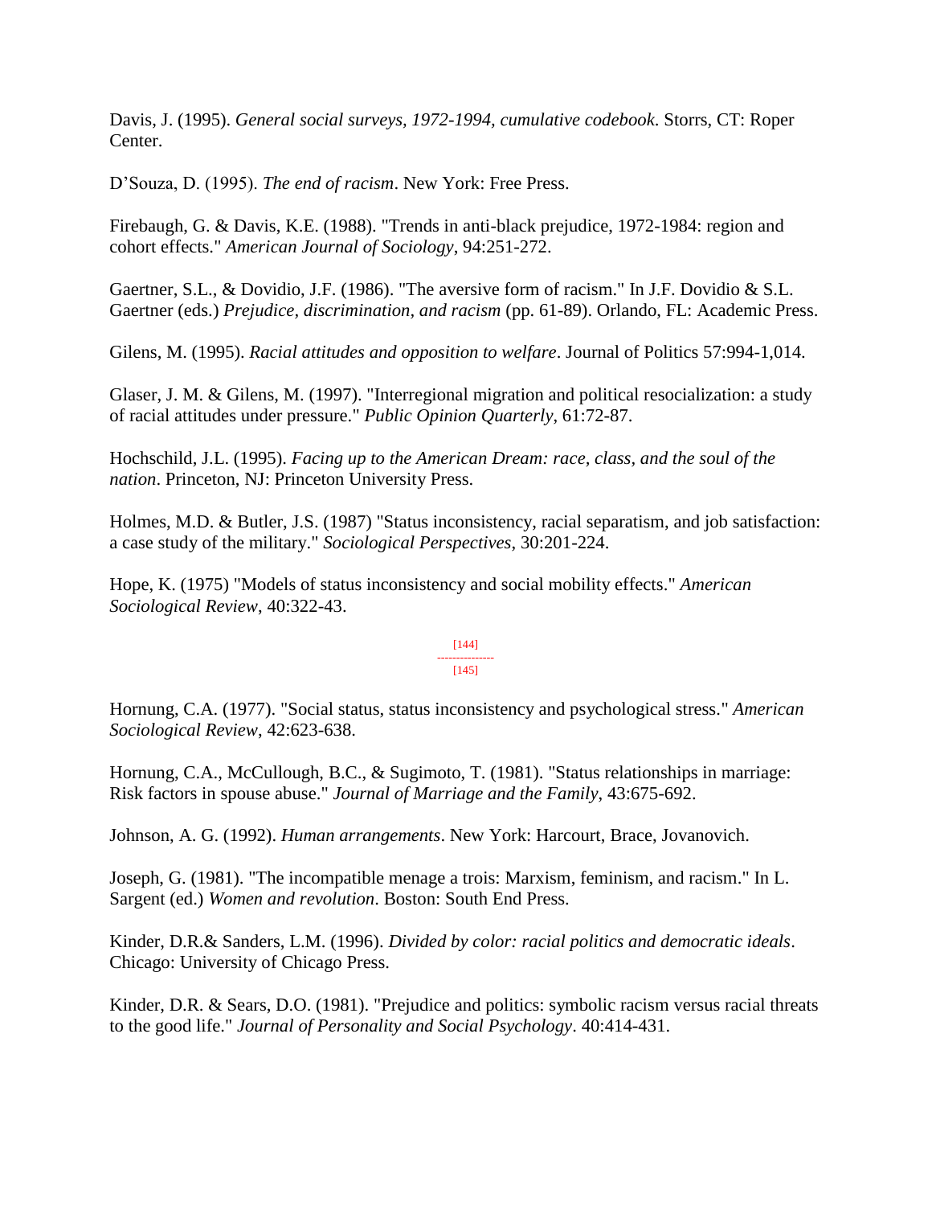Davis, J. (1995). *General social surveys, 1972-1994, cumulative codebook.* Storrs, CT: Roper Center.

D'Souza, D. (1995). *The end of racism*. New York: Free Press.

Firebaugh, G. & Davis, K.E. (1988). "Trends in anti-black prejudice, 1972-1984: region and cohort effects." *American Journal of Sociology*, 94:251-272.

Gaertner, S.L., & Dovidio, J.F. (1986). "The aversive form of racism." In J.F. Dovidio & S.L. Gaertner (eds.) *Prejudice, discrimination, and racism* (pp. 61-89). Orlando, FL: Academic Press.

Gilens, M. (1995). *Racial attitudes and opposition to welfare*. Journal of Politics 57:994-1,014.

Glaser, J. M. & Gilens, M. (1997). "Interregional migration and political resocialization: a study of racial attitudes under pressure." *Public Opinion Quarterly*, 61:72-87.

Hochschild, J.L. (1995). *Facing up to the American Dream: race, class, and the soul of the nation*. Princeton, NJ: Princeton University Press.

Holmes, M.D. & Butler, J.S. (1987) "Status inconsistency, racial separatism, and job satisfaction: a case study of the military." *Sociological Perspectives*, 30:201-224.

Hope, K. (1975) "Models of status inconsistency and social mobility effects." *American Sociological Review*, 40:322-43.

Hornung, C.A. (1977). "Social status, status inconsistency and psychological stress." *American Sociological Review*, 42:623-638.

Hornung, C.A., McCullough, B.C., & Sugimoto, T. (1981). "Status relationships in marriage: Risk factors in spouse abuse." *Journal of Marriage and the Family*, 43:675-692.

Johnson, A. G. (1992). *Human arrangements*. New York: Harcourt, Brace, Jovanovich.

Joseph, G. (1981). "The incompatible menage a trois: Marxism, feminism, and racism." In L. Sargent (ed.) *Women and revolution*. Boston: South End Press.

Kinder, D.R.& Sanders, L.M. (1996). *Divided by color: racial politics and democratic ideals*. Chicago: University of Chicago Press.

Kinder, D.R. & Sears, D.O. (1981). "Prejudice and politics: symbolic racism versus racial threats to the good life." *Journal of Personality and Social Psychology*. 40:414-431.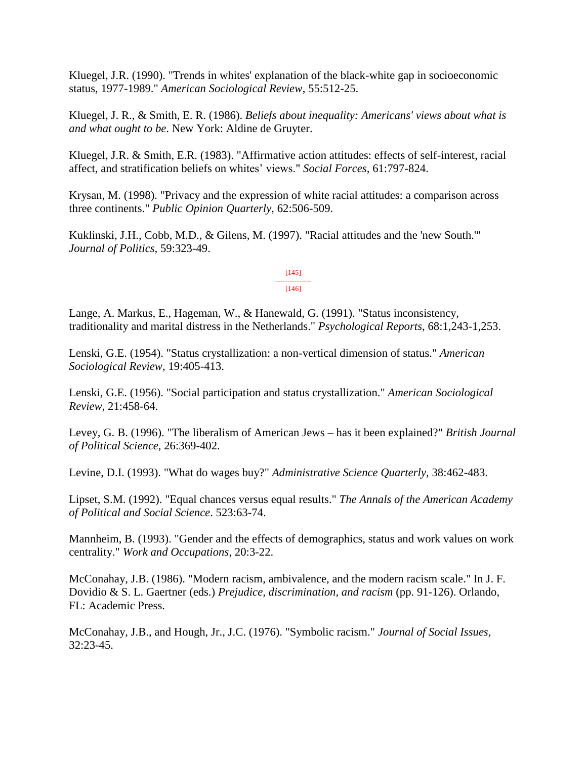Kluegel, J.R. (1990). "Trends in whites' explanation of the black-white gap in socioeconomic status, 1977-1989." *American Sociological Review*, 55:512-25.

Kluegel, J. R., & Smith, E. R. (1986). *Beliefs about inequality: Americans' views about what is and what ought to be*. New York: Aldine de Gruyter.

Kluegel, J.R. & Smith, E.R. (1983). "Affirmative action attitudes: effects of self-interest, racial affect, and stratification beliefs on whites' views." *Social Forces*, 61:797-824.

Krysan, M. (1998). "Privacy and the expression of white racial attitudes: a comparison across three continents." *Public Opinion Quarterly*, 62:506-509.

Kuklinski, J.H., Cobb, M.D., & Gilens, M. (1997). "Racial attitudes and the 'new South.'" *Journal of Politics*, 59:323-49.

Lange, A. Markus, E., Hageman, W., & Hanewald, G. (1991). "Status inconsistency, traditionality and marital distress in the Netherlands." *Psychological Reports*, 68:1,243-1,253.

Lenski, G.E. (1954). "Status crystallization: a non-vertical dimension of status." *American Sociological Review*, 19:405-413.

Lenski, G.E. (1956). "Social participation and status crystallization." *American Sociological Review*, 21:458-64.

Levey, G. B. (1996). "The liberalism of American Jews – has it been explained?" *British Journal of Political Science*, 26:369-402.

Levine, D.I. (1993). "What do wages buy?" *Administrative Science Quarterly*, 38:462-483.

Lipset, S.M. (1992). "Equal chances versus equal results." *The Annals of the American Academy of Political and Social Science*. 523:63-74.

Mannheim, B. (1993). "Gender and the effects of demographics, status and work values on work centrality." *Work and Occupations*, 20:3-22.

McConahay, J.B. (1986). "Modern racism, ambivalence, and the modern racism scale." In J. F. Dovidio & S. L. Gaertner (eds.) *Prejudice, discrimination, and racism* (pp. 91-126). Orlando, FL: Academic Press.

McConahay, J.B., and Hough, Jr., J.C. (1976). "Symbolic racism." *Journal of Social Issues*, 32:23-45.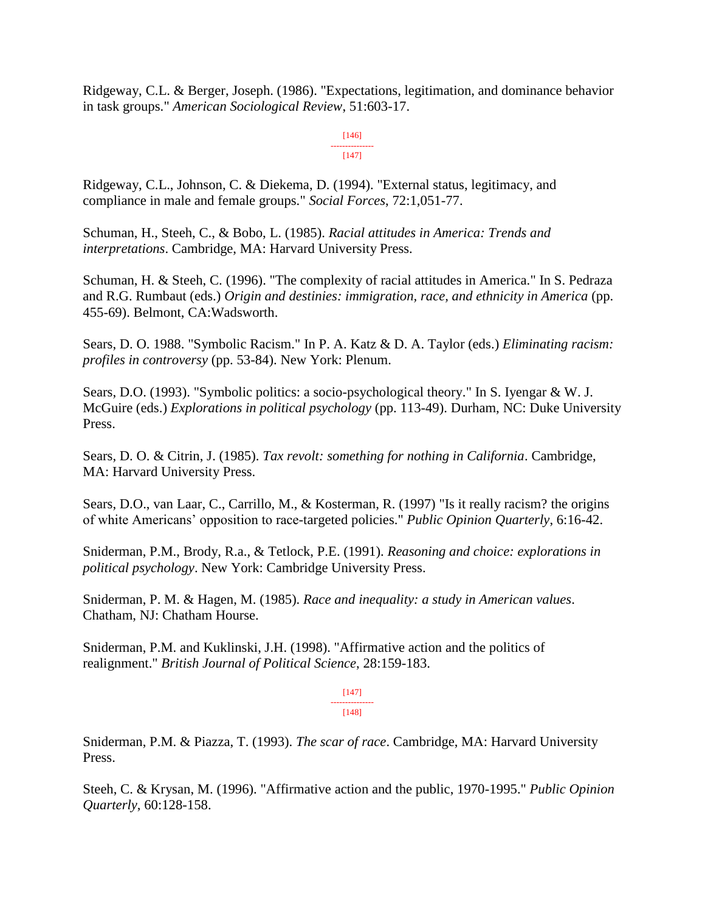Ridgeway, C.L. & Berger, Joseph. (1986). "Expectations, legitimation, and dominance behavior in task groups." *American Sociological Review*, 51:603-17.

Ridgeway, C.L., Johnson, C. & Diekema, D. (1994). "External status, legitimacy, and compliance in male and female groups." *Social Forces*, 72:1,051-77.

Schuman, H., Steeh, C., & Bobo, L. (1985). *Racial attitudes in America: Trends and interpretations*. Cambridge, MA: Harvard University Press.

Schuman, H. & Steeh, C. (1996). "The complexity of racial attitudes in America." In S. Pedraza and R.G. Rumbaut (eds.) *Origin and destinies: immigration, race, and ethnicity in America* (pp. 455-69). Belmont, CA:Wadsworth.

Sears, D. O. 1988. "Symbolic Racism." In P. A. Katz & D. A. Taylor (eds.) *Eliminating racism: profiles in controversy* (pp. 53-84). New York: Plenum.

Sears, D.O. (1993). "Symbolic politics: a socio-psychological theory." In S. Iyengar & W. J. McGuire (eds.) *Explorations in political psychology* (pp. 113-49). Durham, NC: Duke University Press.

Sears, D. O. & Citrin, J. (1985). *Tax revolt: something for nothing in California*. Cambridge, MA: Harvard University Press.

Sears, D.O., van Laar, C., Carrillo, M., & Kosterman, R. (1997) "Is it really racism? the origins of white Americans' opposition to race-targeted policies." *Public Opinion Quarterly*, 6:16-42.

Sniderman, P.M., Brody, R.a., & Tetlock, P.E. (1991). *Reasoning and choice: explorations in political psychology*. New York: Cambridge University Press.

Sniderman, P. M. & Hagen, M. (1985). *Race and inequality: a study in American values*. Chatham, NJ: Chatham Hourse.

Sniderman, P.M. and Kuklinski, J.H. (1998). "Affirmative action and the politics of realignment." *British Journal of Political Science*, 28:159-183.

Sniderman, P.M. & Piazza, T. (1993). *The scar of race*. Cambridge, MA: Harvard University Press.

Steeh, C. & Krysan, M. (1996). "Affirmative action and the public, 1970-1995." *Public Opinion Quarterly*, 60:128-158.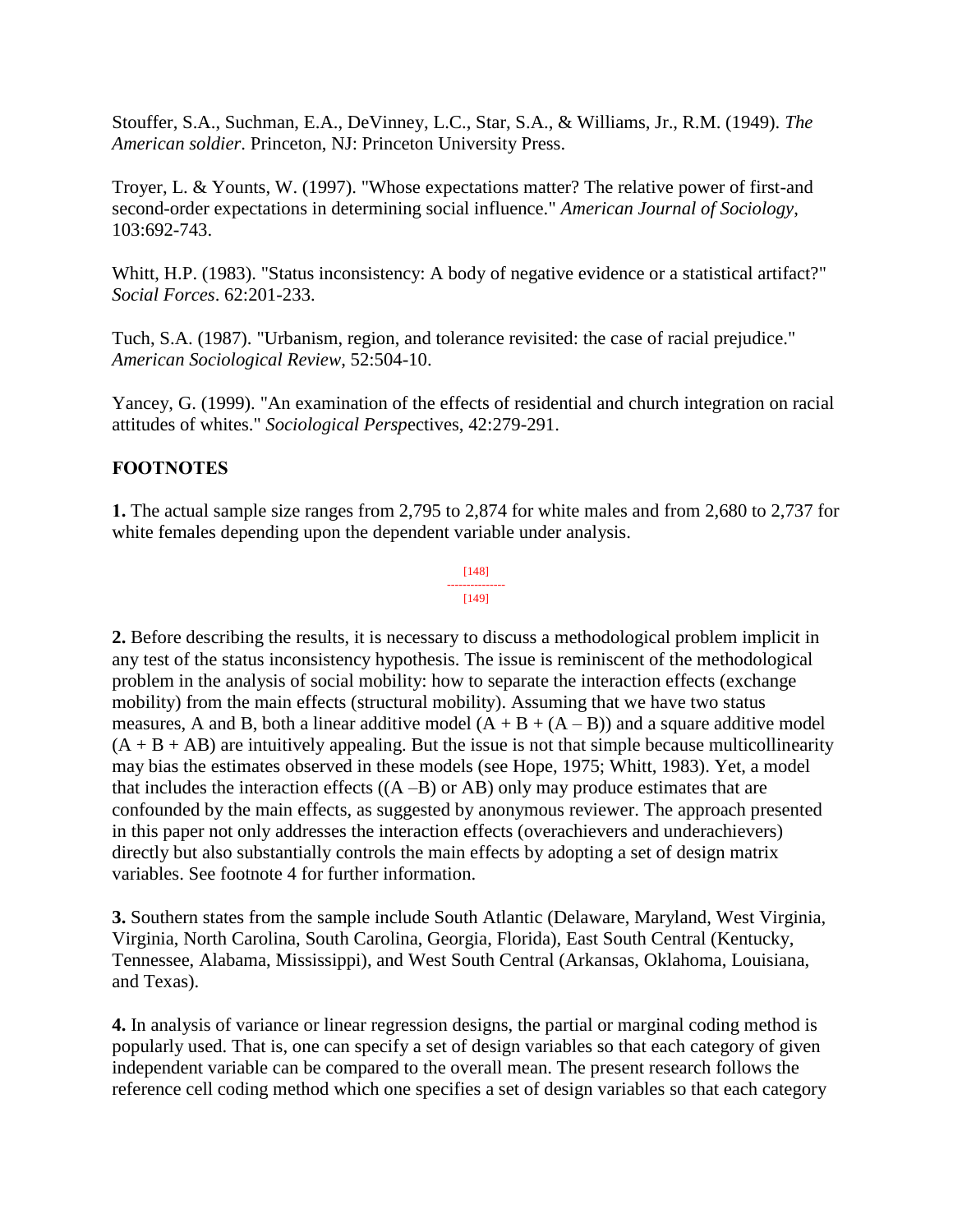Stouffer, S.A., Suchman, E.A., DeVinney, L.C., Star, S.A., & Williams, Jr., R.M. (1949). *The American soldier*. Princeton, NJ: Princeton University Press.

Troyer, L. & Younts, W. (1997). "Whose expectations matter? The relative power of first-and second-order expectations in determining social influence." *American Journal of Sociology*, 103:692-743.

Whitt, H.P. (1983). "Status inconsistency: A body of negative evidence or a statistical artifact?" *Social Forces*. 62:201-233.

Tuch, S.A. (1987). "Urbanism, region, and tolerance revisited: the case of racial prejudice." *American Sociological Review*, 52:504-10.

Yancey, G. (1999). "An examination of the effects of residential and church integration on racial attitudes of whites." *Sociological Persp*ectives, 42:279-291.

## FOOTNOTES

**1.** The actual sample size ranges from 2,795 to 2,874 for white males and from 2,680 to 2,737 for white females depending upon the dependent variable under analysis.

**2.** Before describing the results, it is necessary to discuss a methodological problem implicit in any test of the status inconsistency hypothesis. The issue is reminiscent of the methodological problem in the analysis of social mobility: how to separate the interaction effects (exchange mobility) from the main effects (structural mobility). Assuming that we have two status measures, A and B, both a linear additive model $(A + B + (A – B))$ and a square additive model $(A + B + AB)$ are intuitively appealing. But the issue is not that simple because multicollinearity may bias the estimates observed in these models (see Hope, 1975; Whitt, 1983). Yet, a model that includes the interaction effects ($(A – B)$ or $AB$) only may produce estimates that are confounded by the main effects, as suggested by anonymous reviewer. The approach presented in this paper not only addresses the interaction effects (overachievers and underachievers) directly but also substantially controls the main effects by adopting a set of design matrix variables. See footnote 4 for further information.

**3.** Southern states from the sample include South Atlantic (Delaware, Maryland, West Virginia, Virginia, North Carolina, South Carolina, Georgia, Florida), East South Central (Kentucky, Tennessee, Alabama, Mississippi), and West South Central (Arkansas, Oklahoma, Louisiana, and Texas).

**4.** In analysis of variance or linear regression designs, the partial or marginal coding method is popularly used. That is, one can specify a set of design variables so that each category of given independent variable can be compared to the overall mean. The present research follows the reference cell coding method which one specifies a set of design variables so that each category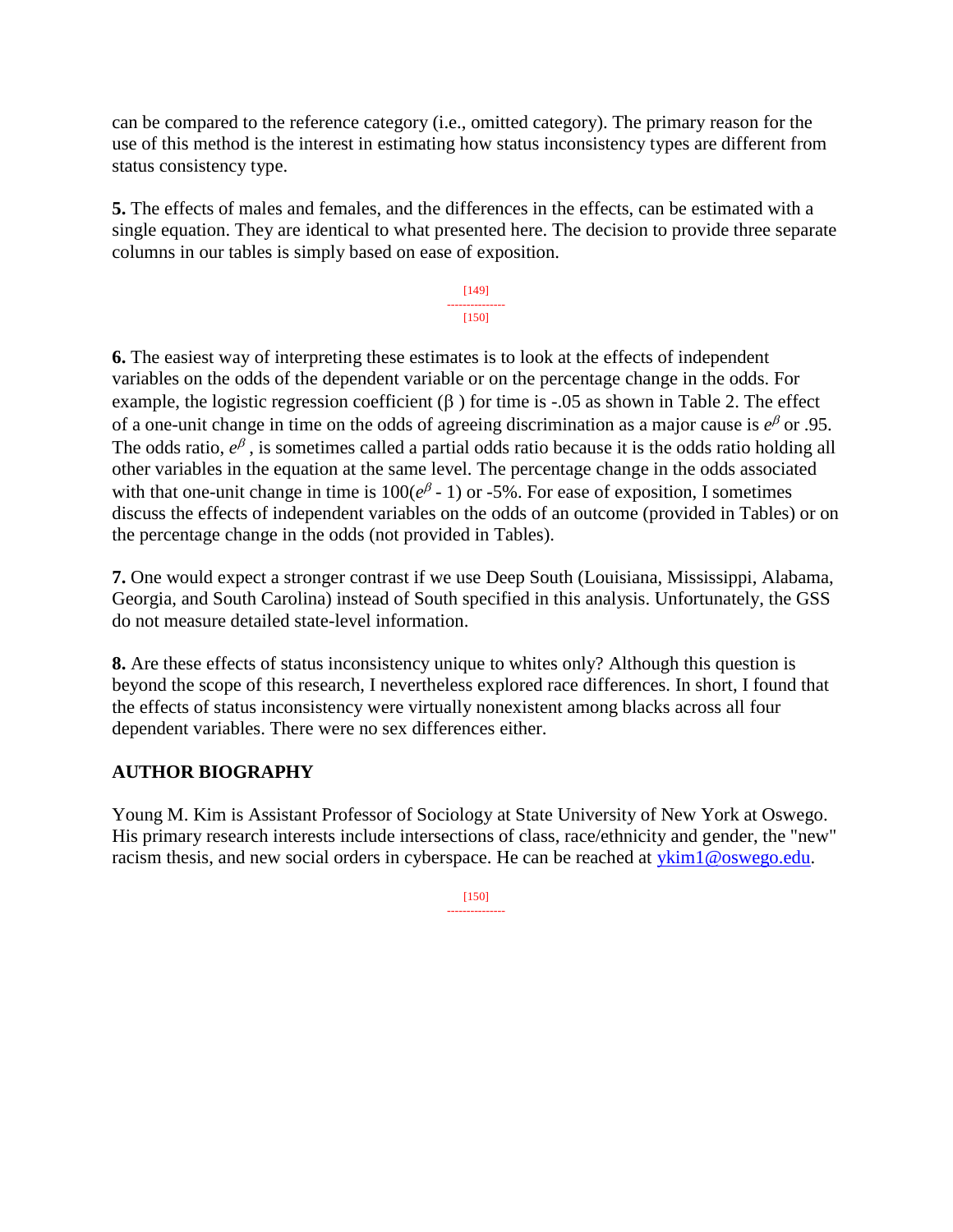can be compared to the reference category (i.e., omitted category). The primary reason for the use of this method is the interest in estimating how status inconsistency types are different from status consistency type.

**5.** The effects of males and females, and the differences in the effects, can be estimated with a single equation. They are identical to what presented here. The decision to provide three separate columns in our tables is simply based on ease of exposition.

**6.** The easiest way of interpreting these estimates is to look at the effects of independent variables on the odds of the dependent variable or on the percentage change in the odds. For example, the logistic regression coefficient ($\beta$) for time is -.05 as shown in Table 2. The effect of a one-unit change in time on the odds of agreeing discrimination as a major cause is $e^{\beta}$ or .95. The odds ratio, $e^{\beta}$, is sometimes called a partial odds ratio because it is the odds ratio holding all other variables in the equation at the same level. The percentage change in the odds associated with that one-unit change in time is $100(e^{\beta} - 1)$ or -5%. For ease of exposition, I sometimes discuss the effects of independent variables on the odds of an outcome (provided in Tables) or on the percentage change in the odds (not provided in Tables).

**7.** One would expect a stronger contrast if we use Deep South (Louisiana, Mississippi, Alabama, Georgia, and South Carolina) instead of South specified in this analysis. Unfortunately, the GSS do not measure detailed state-level information.

**8.** Are these effects of status inconsistency unique to whites only? Although this question is beyond the scope of this research, I nevertheless explored race differences. In short, I found that the effects of status inconsistency were virtually nonexistent among blacks across all four dependent variables. There were no sex differences either.

## AUTHOR BIOGRAPHY

Young M. Kim is Assistant Professor of Sociology at State University of New York at Oswego. His primary research interests include intersections of class, race/ethnicity and gender, the "new" racism thesis, and new social orders in cyberspace. He can be reached at ykim1@oswego.edu.